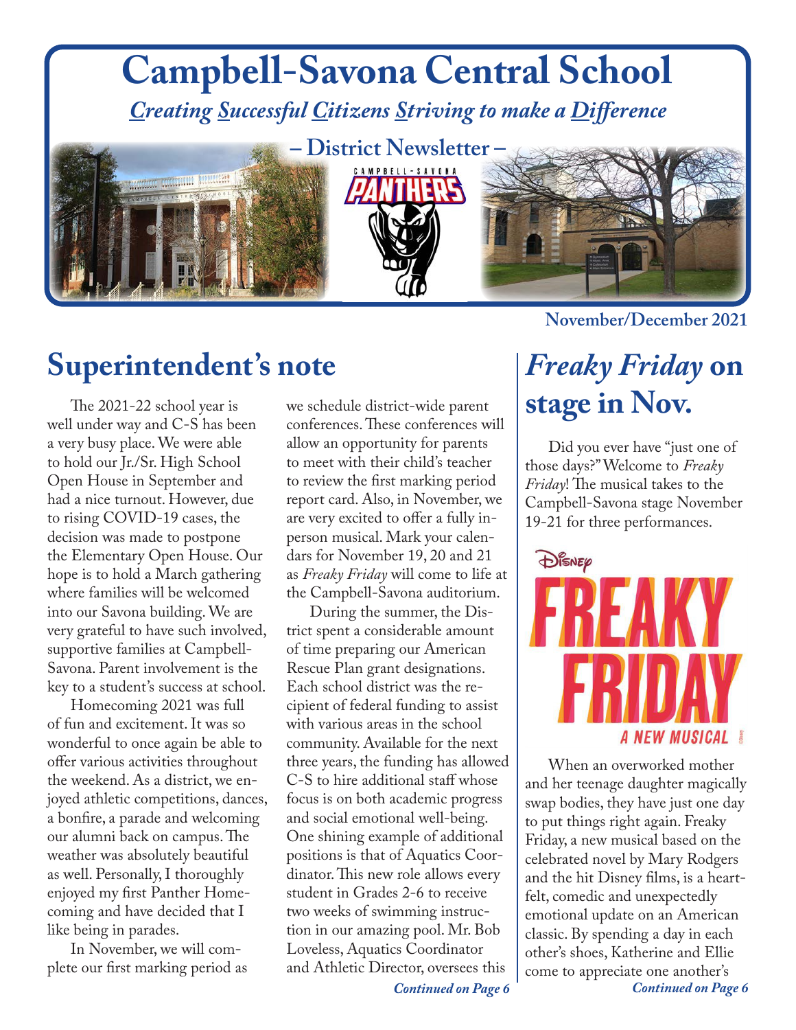# Campbell-Savona Central School

*Creating Successful Citizens Striving to make a Difference*

– District Newsletter –

November/December 2021

## Superintendent's note

The 2021-22 school year is well under way and C-S has been a very busy place. We were able to hold our Jr./Sr. High School Open House in September and had a nice turnout. However, due to rising COVID-19 cases, the decision was made to postpone the Elementary Open House. Our hope is to hold a March gathering where families will be welcomed into our Savona building. We are very grateful to have such involved, supportive families at Campbell-Savona. Parent involvement is the key to a student's success at school.

Homecoming 2021 was full of fun and excitement. It was so wonderful to once again be able to offer various activities throughout the weekend. As a district, we enjoyed athletic competitions, dances, a bonfire, a parade and welcoming our alumni back on campus. The weather was absolutely beautiful as well. Personally, I thoroughly enjoyed my first Panther Homecoming and have decided that I like being in parades.

In November, we will complete our first marking period as we schedule district-wide parent conferences. These conferences will allow an opportunity for parents to meet with their child's teacher to review the first marking period report card. Also, in November, we are very excited to offer a fully in-person musical. Mark your calendars for November 19, 20 and 21 as *Freaky Friday* will come to life at the Campbell-Savona auditorium.

During the summer, the District spent a considerable amount of time preparing our American Rescue Plan grant designations. Each school district was the recipient of federal funding to assist with various areas in the school community. Available for the next three years, the funding has allowed C-S to hire additional staff whose focus is on both academic progress and social emotional well-being. One shining example of additional positions is that of Aquatics Coordinator. This new role allows every student in Grades 2-6 to receive two weeks of swimming instruction in our amazing pool. Mr. Bob Loveless, Aquatics Coordinator and Athletic Director, oversees this

*Continued on Page 6*

## *Freaky Friday* on stage in Nov.

Did you ever have "just one of those days?" Welcome to *Freaky Friday*! The musical takes to the Campbell-Savona stage November 19-21 for three performances.

When an overworked mother and her teenage daughter magically swap bodies, they have just one day to put things right again. Freaky Friday, a new musical based on the celebrated novel by Mary Rodgers and the hit Disney films, is a heartfelt, comedic and unexpectedly emotional update on an American classic. By spending a day in each other's shoes, Katherine and Ellie come to appreciate one another's

*Continued on Page 6*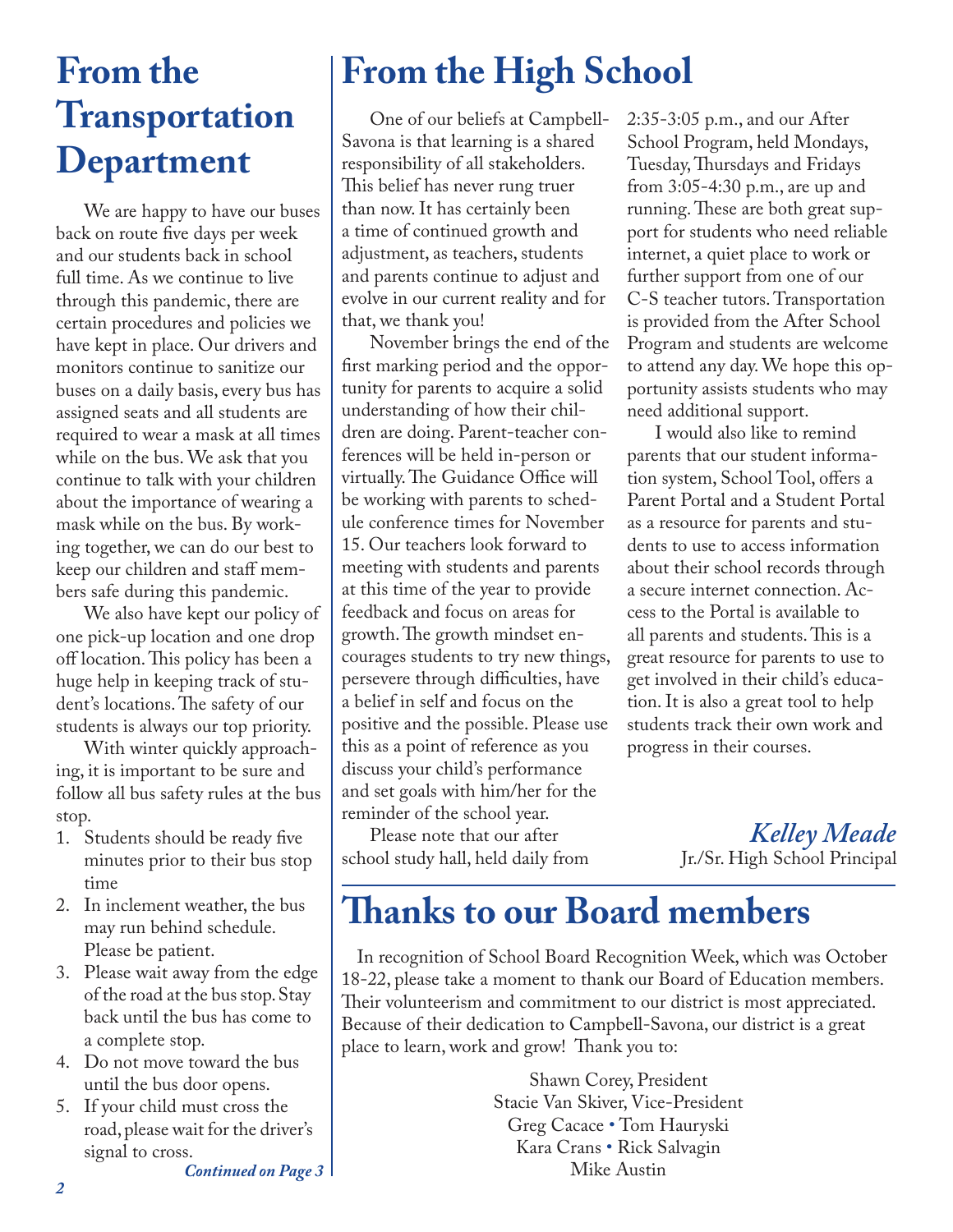# From the Transportation Department

We are happy to have our buses back on route five days per week and our students back in school full time. As we continue to live through this pandemic, there are certain procedures and policies we have kept in place. Our drivers and monitors continue to sanitize our buses on a daily basis, every bus has assigned seats and all students are required to wear a mask at all times while on the bus. We ask that you continue to talk with your children about the importance of wearing a mask while on the bus. By working together, we can do our best to keep our children and staff members safe during this pandemic.

We also have kept our policy of one pick-up location and one drop off location. This policy has been a huge help in keeping track of student's locations. The safety of our students is always our top priority.

With winter quickly approaching, it is important to be sure and follow all bus safety rules at the bus stop.

1. Students should be ready five minutes prior to their bus stop time
2. In inclement weather, the bus may run behind schedule. Please be patient.
3. Please wait away from the edge of the road at the bus stop. Stay back until the bus has come to a complete stop.
4. Do not move toward the bus until the bus door opens.
5. If your child must cross the road, please wait for the driver's signal to cross.

***Continued on Page 3***

# From the High School

One of our beliefs at Campbell-Savona is that learning is a shared responsibility of all stakeholders. This belief has never rung truer than now. It has certainly been a time of continued growth and adjustment, as teachers, students and parents continue to adjust and evolve in our current reality and for that, we thank you!

November brings the end of the first marking period and the opportunity for parents to acquire a solid understanding of how their children are doing. Parent-teacher conferences will be held in-person or virtually. The Guidance Office will be working with parents to schedule conference times for November 15. Our teachers look forward to meeting with students and parents at this time of the year to provide feedback and focus on areas for growth. The growth mindset encourages students to try new things, persevere through difficulties, have a belief in self and focus on the positive and the possible. Please use this as a point of reference as you discuss your child's performance and set goals with him/her for the reminder of the school year.

Please note that our after school study hall, held daily from 2:35-3:05 p.m., and our After School Program, held Mondays, Tuesday, Thursdays and Fridays from 3:05-4:30 p.m., are up and running. These are both great support for students who need reliable internet, a quiet place to work or further support from one of our C-S teacher tutors. Transportation is provided from the After School Program and students are welcome to attend any day. We hope this opportunity assists students who may need additional support.

I would also like to remind parents that our student information system, School Tool, offers a Parent Portal and a Student Portal as a resource for parents and students to use to access information about their school records through a secure internet connection. Access to the Portal is available to all parents and students. This is a great resource for parents to use to get involved in their child's education. It is also a great tool to help students track their own work and progress in their courses.

*Kelley Meade*
Jr./Sr. High School Principal

# Thanks to our Board members

In recognition of School Board Recognition Week, which was October 18-22, please take a moment to thank our Board of Education members. Their volunteerism and commitment to our district is most appreciated. Because of their dedication to Campbell-Savona, our district is a great place to learn, work and grow! Thank you to:

Shawn Corey, President
Stacie Van Skiver, Vice-President
Greg Cacace • Tom Hauryski
Kara Crans • Rick Salvagin
Mike Austin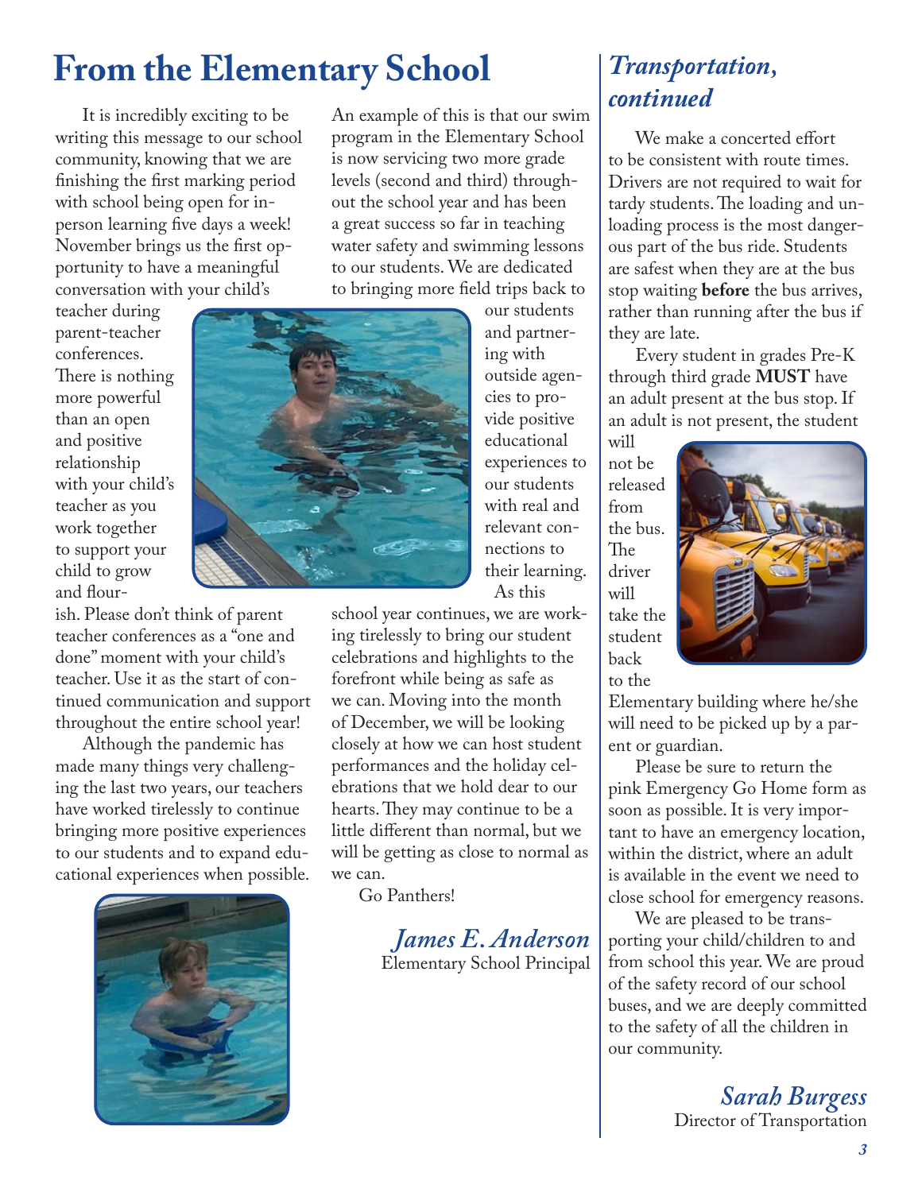# From the Elementary School

It is incredibly exciting to be writing this message to our school community, knowing that we are finishing the first marking period with school being open for in-person learning five days a week! November brings us the first opportunity to have a meaningful conversation with your child's teacher during parent-teacher conferences. There is nothing more powerful than an open and positive relationship with your child's teacher as you work together to support your child to grow and flourish. Please don't think of parent teacher conferences as a "one and done" moment with your child's teacher. Use it as the start of continued communication and support throughout the entire school year!

Although the pandemic has made many things very challenging the last two years, our teachers have worked tirelessly to continue bringing more positive experiences to our students and to expand educational experiences when possible. An example of this is that our swim program in the Elementary School is now servicing two more grade levels (second and third) throughout the school year and has been a great success so far in teaching water safety and swimming lessons to our students. We are dedicated to bringing more field trips back to our students and partnering with outside agencies to provide positive educational experiences to our students with real and relevant connections to their learning. As this school year continues, we are working tirelessly to bring our student celebrations and highlights to the forefront while being as safe as we can. Moving into the month of December, we will be looking closely at how we can host student performances and the holiday celebrations that we hold dear to our hearts. They may continue to be a little different than normal, but we will be getting as close to normal as we can.

Go Panthers!

*James E. Anderson*
Elementary School Principal

## *Transportation, continued*

We make a concerted effort to be consistent with route times. Drivers are not required to wait for tardy students. The loading and unloading process is the most dangerous part of the bus ride. Students are safest when they are at the bus stop waiting **before** the bus arrives, rather than running after the bus if they are late.

Every student in grades Pre-K through third grade **MUST** have an adult present at the bus stop. If an adult is not present, the student will not be released from the bus. The driver will take the student back to the Elementary building where he/she will need to be picked up by a parent or guardian.

Please be sure to return the pink Emergency Go Home form as soon as possible. It is very important to have an emergency location, within the district, where an adult is available in the event we need to close school for emergency reasons.

We are pleased to be transporting your child/children to and from school this year. We are proud of the safety record of our school buses, and we are deeply committed to the safety of all the children in our community.

*Sarah Burgess*
Director of Transportation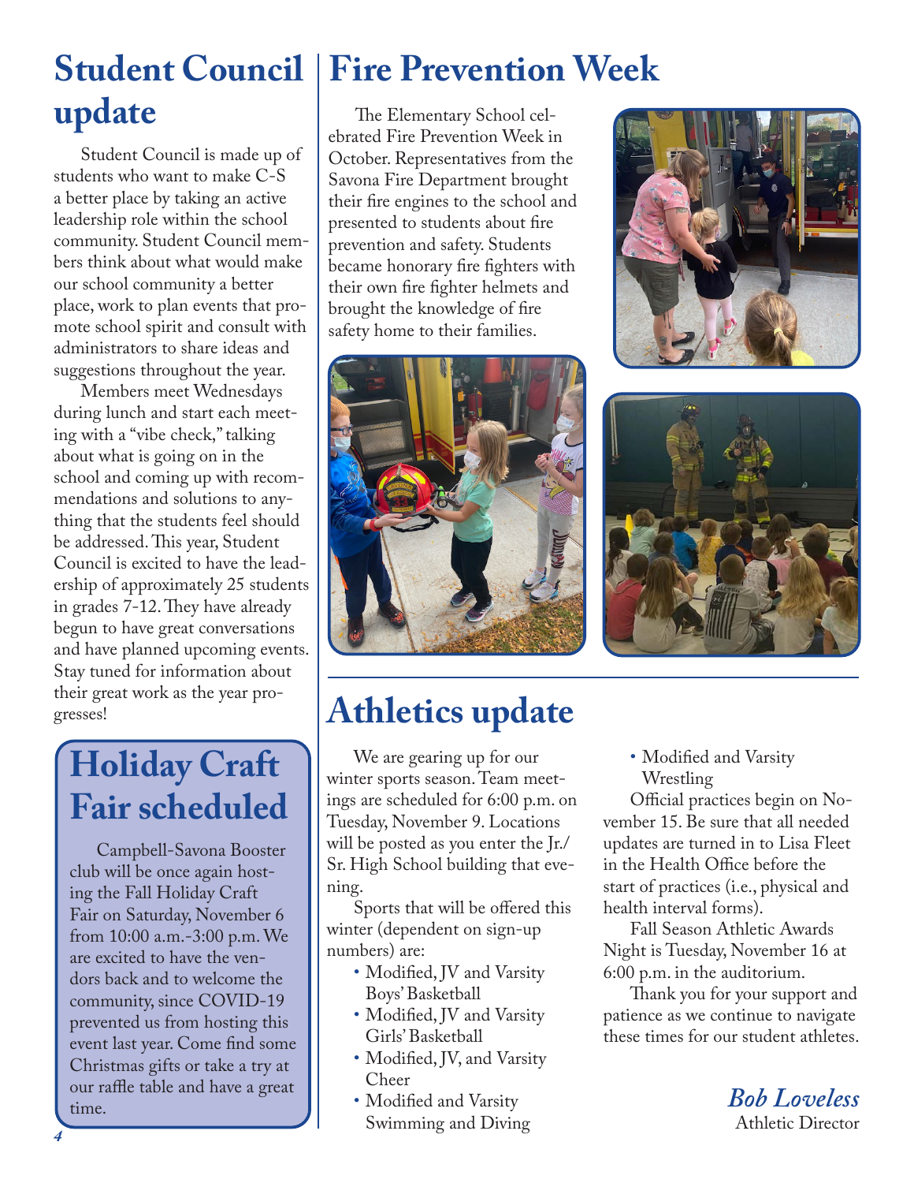## Student Council update

Student Council is made up of students who want to make C-S a better place by taking an active leadership role within the school community. Student Council members think about what would make our school community a better place, work to plan events that promote school spirit and consult with administrators to share ideas and suggestions throughout the year.

Members meet Wednesdays during lunch and start each meeting with a "vibe check," talking about what is going on in the school and coming up with recommendations and solutions to anything that the students feel should be addressed. This year, Student Council is excited to have the leadership of approximately 25 students in grades 7-12. They have already begun to have great conversations and have planned upcoming events. Stay tuned for information about their great work as the year progresses!

## Holiday Craft Fair scheduled

Campbell-Savona Booster club will be once again hosting the Fall Holiday Craft Fair on Saturday, November 6 from 10:00 a.m.-3:00 p.m. We are excited to have the vendors back and to welcome the community, since COVID-19 prevented us from hosting this event last year. Come find some Christmas gifts or take a try at our raffle table and have a great time.

## Fire Prevention Week

The Elementary School celebrated Fire Prevention Week in October. Representatives from the Savona Fire Department brought their fire engines to the school and presented to students about fire prevention and safety. Students became honorary fire fighters with their own fire fighter helmets and brought the knowledge of fire safety home to their families.

## Athletics update

We are gearing up for our winter sports season. Team meetings are scheduled for 6:00 p.m. on Tuesday, November 9. Locations will be posted as you enter the Jr./Sr. High School building that evening.

Sports that will be offered this winter (dependent on sign-up numbers) are:

- Modified, JV and Varsity Boys' Basketball
- Modified, JV and Varsity Girls' Basketball
- Modified, JV, and Varsity Cheer
- Modified and Varsity Swimming and Diving
- Modified and Varsity Wrestling

Official practices begin on November 15. Be sure that all needed updates are turned in to Lisa Fleet in the Health Office before the start of practices (i.e., physical and health interval forms).

Fall Season Athletic Awards Night is Tuesday, November 16 at 6:00 p.m. in the auditorium.

Thank you for your support and patience as we continue to navigate these times for our student athletes.

*Bob Loveless*
Athletic Director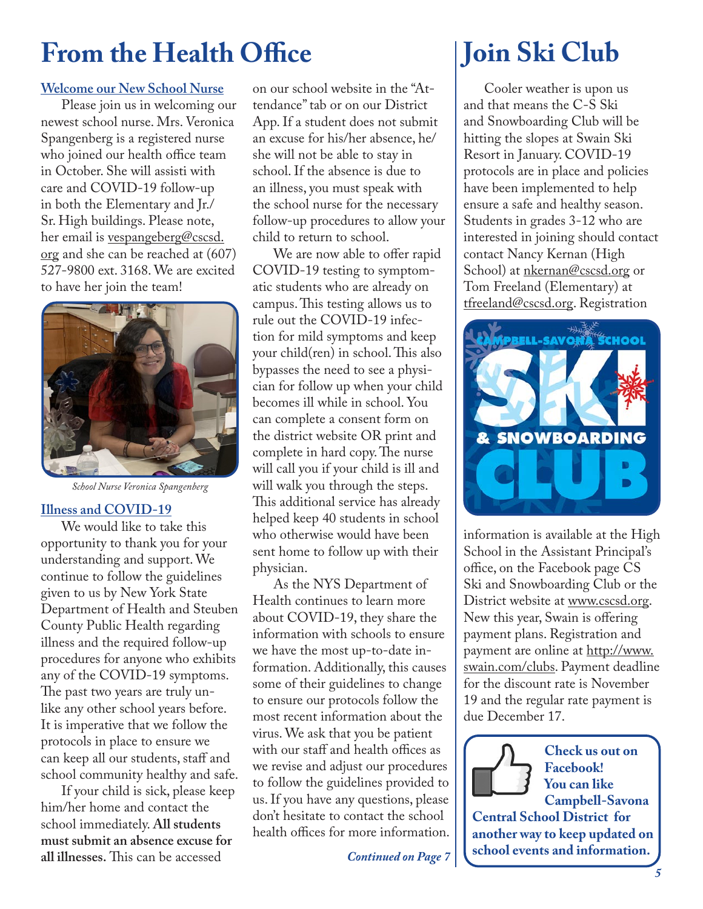# From the Health Office

**Welcome our New School Nurse**

Please join us in welcoming our newest school nurse. Mrs. Veronica Spangenberg is a registered nurse who joined our health office team in October. She will assisti with care and COVID-19 follow-up in both the Elementary and Jr./Sr. High buildings. Please note, her email is vespangeberg@cscsd.org and she can be reached at (607) 527-9800 ext. 3168. We are excited to have her join the team!

*School Nurse Veronica Spangenberg*

**Illness and COVID-19**

We would like to take this opportunity to thank you for your understanding and support. We continue to follow the guidelines given to us by New York State Department of Health and Steuben County Public Health regarding illness and the required follow-up procedures for anyone who exhibits any of the COVID-19 symptoms. The past two years are truly unlike any other school years before. It is imperative that we follow the protocols in place to ensure we can keep all our students, staff and school community healthy and safe.

If your child is sick, please keep him/her home and contact the school immediately. **All students must submit an absence excuse for all illnesses.** This can be accessed on our school website in the "Attendance" tab or on our District App. If a student does not submit an excuse for his/her absence, he/she will not be able to stay in school. If the absence is due to an illness, you must speak with the school nurse for the necessary follow-up procedures to allow your child to return to school.

We are now able to offer rapid COVID-19 testing to symptomatic students who are already on campus. This testing allows us to rule out the COVID-19 infection for mild symptoms and keep your child(ren) in school. This also bypasses the need to see a physician for follow up when your child becomes ill while in school. You can complete a consent form on the district website OR print and complete in hard copy. The nurse will call you if your child is ill and will walk you through the steps. This additional service has already helped keep 40 students in school who otherwise would have been sent home to follow up with their physician.

As the NYS Department of Health continues to learn more about COVID-19, they share the information with schools to ensure we have the most up-to-date information. Additionally, this causes some of their guidelines to change to ensure our protocols follow the most recent information about the virus. We ask that you be patient with our staff and health offices as we revise and adjust our procedures to follow the guidelines provided to us. If you have any questions, please don't hesitate to contact the school health offices for more information.

***Continued on Page 7***

# Join Ski Club

Cooler weather is upon us and that means the C-S Ski and Snowboarding Club will be hitting the slopes at Swain Ski Resort in January. COVID-19 protocols are in place and policies have been implemented to help ensure a safe and healthy season. Students in grades 3-12 who are interested in joining should contact contact Nancy Kernan (High School) at nkernan@cscsd.org or Tom Freeland (Elementary) at tfreeland@cscsd.org. Registration information is available at the High School in the Assistant Principal's office, on the Facebook page CS Ski and Snowboarding Club or the District website at www.cscsd.org. New this year, Swain is offering payment plans. Registration and payment are online at http://www.swain.com/clubs. Payment deadline for the discount rate is November 19 and the regular rate payment is due December 17.

**Check us out on Facebook! You can like Campbell-Savona Central School District for another way to keep updated on school events and information.**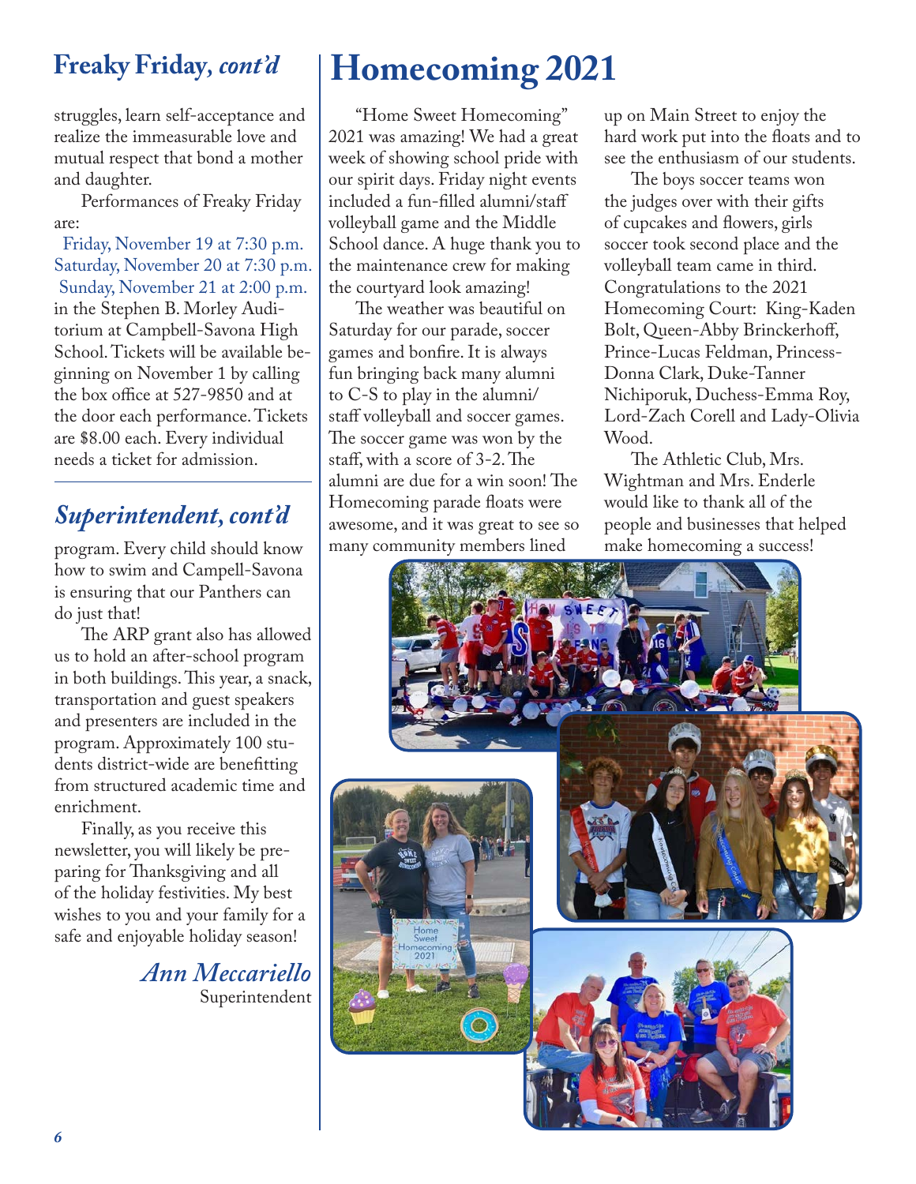## Freaky Friday, *cont'd*

struggles, learn self-acceptance and realize the immeasurable love and mutual respect that bond a mother and daughter.

Performances of Freaky Friday are:

Friday, November 19 at 7:30 p.m.
Saturday, November 20 at 7:30 p.m.
Sunday, November 21 at 2:00 p.m.

in the Stephen B. Morley Auditorium at Campbell-Savona High School. Tickets will be available beginning on November 1 by calling the box office at 527-9850 and at the door each performance. Tickets are $8.00 each. Every individual needs a ticket for admission.

## *Superintendent, cont'd*

program. Every child should know how to swim and Campell-Savona is ensuring that our Panthers can do just that!

The ARP grant also has allowed us to hold an after-school program in both buildings. This year, a snack, transportation and guest speakers and presenters are included in the program. Approximately 100 students district-wide are benefitting from structured academic time and enrichment.

Finally, as you receive this newsletter, you will likely be preparing for Thanksgiving and all of the holiday festivities. My best wishes to you and your family for a safe and enjoyable holiday season!

*Ann Meccariello*
Superintendent

# Homecoming 2021

"Home Sweet Homecoming" 2021 was amazing! We had a great week of showing school pride with our spirit days. Friday night events included a fun-filled alumni/staff volleyball game and the Middle School dance. A huge thank you to the maintenance crew for making the courtyard look amazing!

The weather was beautiful on Saturday for our parade, soccer games and bonfire. It is always fun bringing back many alumni to C-S to play in the alumni/staff volleyball and soccer games. The soccer game was won by the staff, with a score of 3-2. The alumni are due for a win soon! The Homecoming parade floats were awesome, and it was great to see so many community members lined up on Main Street to enjoy the hard work put into the floats and to see the enthusiasm of our students.

The boys soccer teams won the judges over with their gifts of cupcakes and flowers, girls soccer took second place and the volleyball team came in third. Congratulations to the 2021 Homecoming Court: King-Kaden Bolt, Queen-Abby Brinckerhoff, Prince-Lucas Feldman, Princess-Donna Clark, Duke-Tanner Nichiporuk, Duchess-Emma Roy, Lord-Zach Corell and Lady-Olivia Wood.

The Athletic Club, Mrs. Wightman and Mrs. Enderle would like to thank all of the people and businesses that helped make homecoming a success!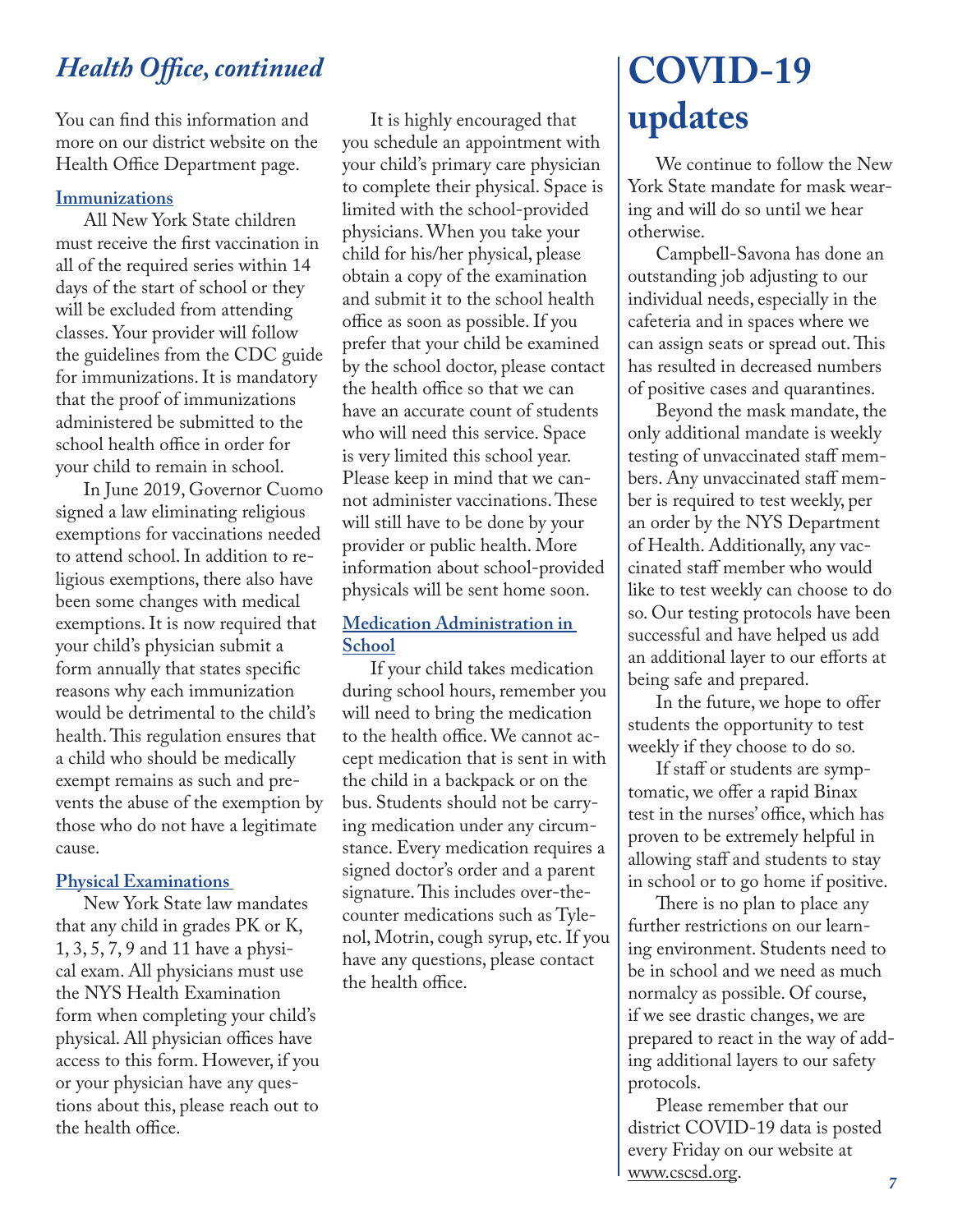## *Health Office, continued*

You can find this information and more on our district website on the Health Office Department page.

### Immunizations

All New York State children must receive the first vaccination in all of the required series within 14 days of the start of school or they will be excluded from attending classes. Your provider will follow the guidelines from the CDC guide for immunizations. It is mandatory that the proof of immunizations administered be submitted to the school health office in order for your child to remain in school.

In June 2019, Governor Cuomo signed a law eliminating religious exemptions for vaccinations needed to attend school. In addition to religious exemptions, there also have been some changes with medical exemptions. It is now required that your child's physician submit a form annually that states specific reasons why each immunization would be detrimental to the child's health. This regulation ensures that a child who should be medically exempt remains as such and prevents the abuse of the exemption by those who do not have a legitimate cause.

### Physical Examinations

New York State law mandates that any child in grades PK or K, 1, 3, 5, 7, 9 and 11 have a physical exam. All physicians must use the NYS Health Examination form when completing your child's physical. All physician offices have access to this form. However, if you or your physician have any questions about this, please reach out to the health office.

It is highly encouraged that you schedule an appointment with your child's primary care physician to complete their physical. Space is limited with the school-provided physicians. When you take your child for his/her physical, please obtain a copy of the examination and submit it to the school health office as soon as possible. If you prefer that your child be examined by the school doctor, please contact the health office so that we can have an accurate count of students who will need this service. Space is very limited this school year. Please keep in mind that we cannot administer vaccinations. These will still have to be done by your provider or public health. More information about school-provided physicals will be sent home soon.

### Medication Administration in School

If your child takes medication during school hours, remember you will need to bring the medication to the health office. We cannot accept medication that is sent in with the child in a backpack or on the bus. Students should not be carrying medication under any circumstance. Every medication requires a signed doctor's order and a parent signature. This includes over-the-counter medications such as Tylenol, Motrin, cough syrup, etc. If you have any questions, please contact the health office.

# COVID-19 updates

We continue to follow the New York State mandate for mask wearing and will do so until we hear otherwise.

Campbell-Savona has done an outstanding job adjusting to our individual needs, especially in the cafeteria and in spaces where we can assign seats or spread out. This has resulted in decreased numbers of positive cases and quarantines.

Beyond the mask mandate, the only additional mandate is weekly testing of unvaccinated staff members. Any unvaccinated staff member is required to test weekly, per an order by the NYS Department of Health. Additionally, any vaccinated staff member who would like to test weekly can choose to do so. Our testing protocols have been successful and have helped us add an additional layer to our efforts at being safe and prepared.

In the future, we hope to offer students the opportunity to test weekly if they choose to do so.

If staff or students are symptomatic, we offer a rapid Binax test in the nurses' office, which has proven to be extremely helpful in allowing staff and students to stay in school or to go home if positive.

There is no plan to place any further restrictions on our learning environment. Students need to be in school and we need as much normalcy as possible. Of course, if we see drastic changes, we are prepared to react in the way of adding additional layers to our safety protocols.

Please remember that our district COVID-19 data is posted every Friday on our website at www.cscsd.org.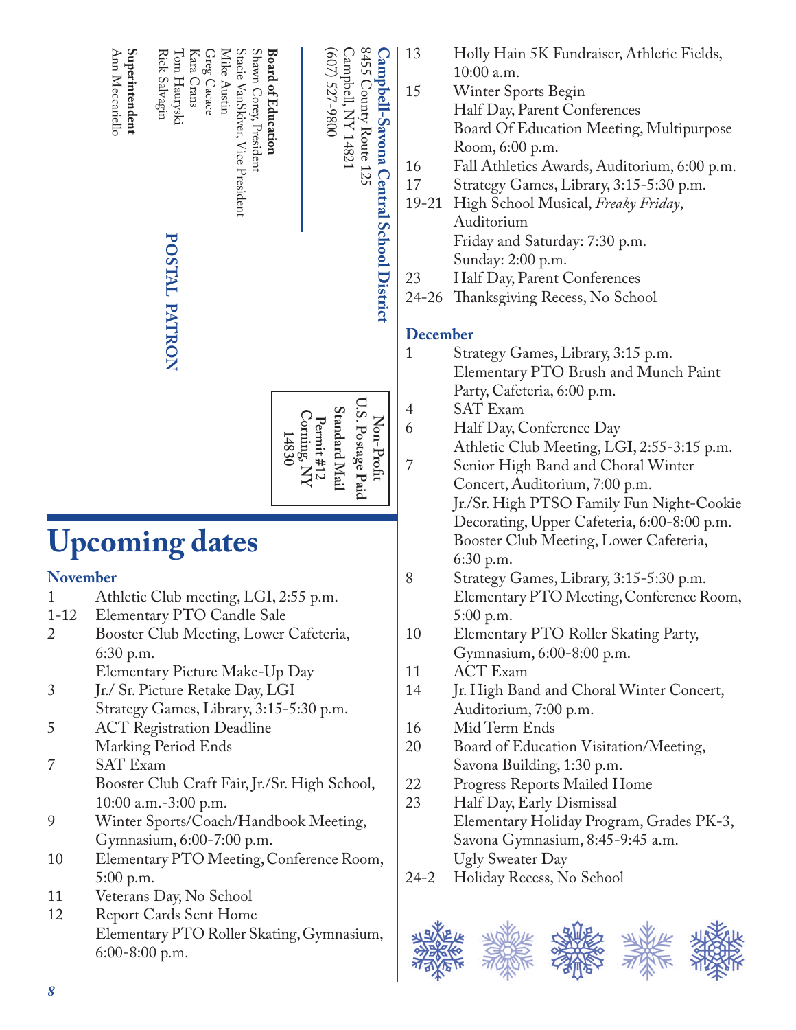**Campbell-Savona Central School District**
8455 County Route 125
Campbell, NY 14821
(607) 527-9800

**Board of Education**
Shawn Corey, President
Stacie VanSkiver, Vice President
Mike Austin
Greg Cacace
Kara Crans
Tom Hauryski
Rick Salvagin

**Superintendent**
Ann Meccariello

**POSTAL PATRON**

**Non-Profit**
**U.S. Postage Paid**
**Standard Mail**
**Permit #12**
**Corning, NY**
**14830**

# Upcoming dates

## November

1 Athletic Club meeting, LGI, 2:55 p.m.

1-12 Elementary PTO Candle Sale

2 Booster Club Meeting, Lower Cafeteria, 6:30 p.m.
Elementary Picture Make-Up Day

3 Jr./ Sr. Picture Retake Day, LGI
Strategy Games, Library, 3:15-5:30 p.m.

5 ACT Registration Deadline
Marking Period Ends

7 SAT Exam
Booster Club Craft Fair, Jr./Sr. High School, 10:00 a.m.-3:00 p.m.

9 Winter Sports/Coach/Handbook Meeting, Gymnasium, 6:00-7:00 p.m.

10 Elementary PTO Meeting, Conference Room, 5:00 p.m.

11 Veterans Day, No School

12 Report Cards Sent Home
Elementary PTO Roller Skating, Gymnasium, 6:00-8:00 p.m.

13 Holly Hain 5K Fundraiser, Athletic Fields, 10:00 a.m.

15 Winter Sports Begin
Half Day, Parent Conferences
Board Of Education Meeting, Multipurpose Room, 6:00 p.m.

16 Fall Athletics Awards, Auditorium, 6:00 p.m.

17 Strategy Games, Library, 3:15-5:30 p.m.

19-21 High School Musical, *Freaky Friday*, Auditorium
Friday and Saturday: 7:30 p.m.
Sunday: 2:00 p.m.

23 Half Day, Parent Conferences

24-26 Thanksgiving Recess, No School

## December

1 Strategy Games, Library, 3:15 p.m.
Elementary PTO Brush and Munch Paint Party, Cafeteria, 6:00 p.m.

4 SAT Exam

6 Half Day, Conference Day
Athletic Club Meeting, LGI, 2:55-3:15 p.m.

7 Senior High Band and Choral Winter Concert, Auditorium, 7:00 p.m.
Jr./Sr. High PTSO Family Fun Night-Cookie Decorating, Upper Cafeteria, 6:00-8:00 p.m.
Booster Club Meeting, Lower Cafeteria, 6:30 p.m.

8 Strategy Games, Library, 3:15-5:30 p.m.
Elementary PTO Meeting, Conference Room, 5:00 p.m.

10 Elementary PTO Roller Skating Party, Gymnasium, 6:00-8:00 p.m.

11 ACT Exam

14 Jr. High Band and Choral Winter Concert, Auditorium, 7:00 p.m.

16 Mid Term Ends

20 Board of Education Visitation/Meeting, Savona Building, 1:30 p.m.

22 Progress Reports Mailed Home

23 Half Day, Early Dismissal
Elementary Holiday Program, Grades PK-3, Savona Gymnasium, 8:45-9:45 a.m.
Ugly Sweater Day

24-2 Holiday Recess, No School